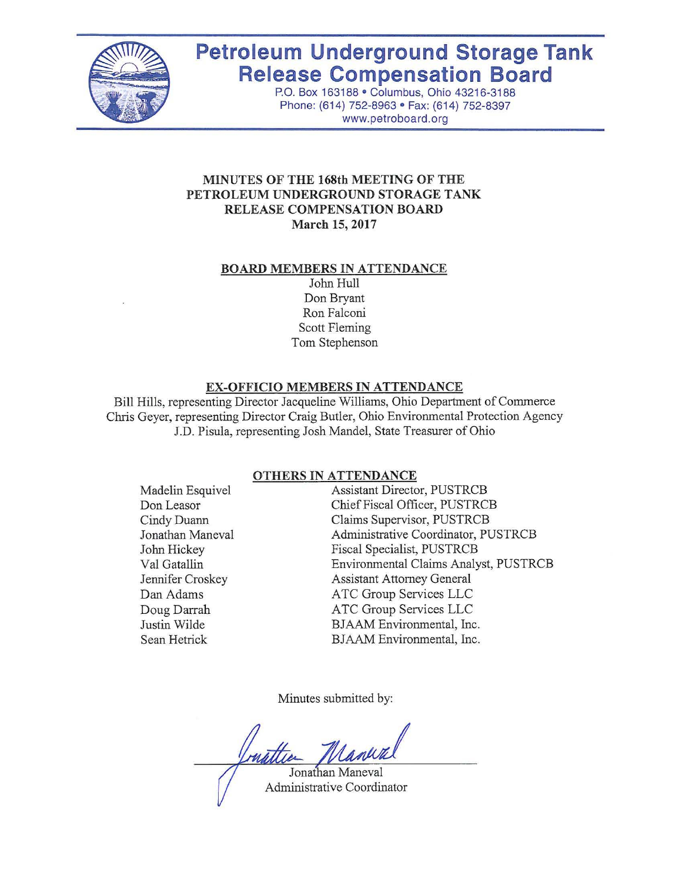# Petroleum Underground Storage Tank Release Compensation Board

P.O. Box 163188 • Columbus, Ohio 43216-3188
Phone: (614) 752-8963 • Fax: (614) 752-8397
www.petroboard.org

## MINUTES OF THE 168th MEETING OF THE PETROLEUM UNDERGROUND STORAGE TANK RELEASE COMPENSATION BOARD
**March 15, 2017**

### BOARD MEMBERS IN ATTENDANCE

John Hull
Don Bryant
Ron Falconi
Scott Fleming
Tom Stephenson

### EX-OFFICIO MEMBERS IN ATTENDANCE

Bill Hills, representing Director Jacqueline Williams, Ohio Department of Commerce
Chris Geyer, representing Director Craig Butler, Ohio Environmental Protection Agency
J.D. Pisula, representing Josh Mandel, State Treasurer of Ohio

### OTHERS IN ATTENDANCE

| | |
|---|---|
| Madelin Esquivel | Assistant Director, PUSTRCB |
| Don Leasor | Chief Fiscal Officer, PUSTRCB |
| Cindy Duann | Claims Supervisor, PUSTRCB |
| Jonathan Maneval | Administrative Coordinator, PUSTRCB |
| John Hickey | Fiscal Specialist, PUSTRCB |
| Val Gatallin | Environmental Claims Analyst, PUSTRCB |
| Jennifer Croskey | Assistant Attorney General |
| Dan Adams | ATC Group Services LLC |
| Doug Darrah | ATC Group Services LLC |
| Justin Wilde | BJAAM Environmental, Inc. |
| Sean Hetrick | BJAAM Environmental, Inc. |

Minutes submitted by:

Jonathan Maneval
Administrative Coordinator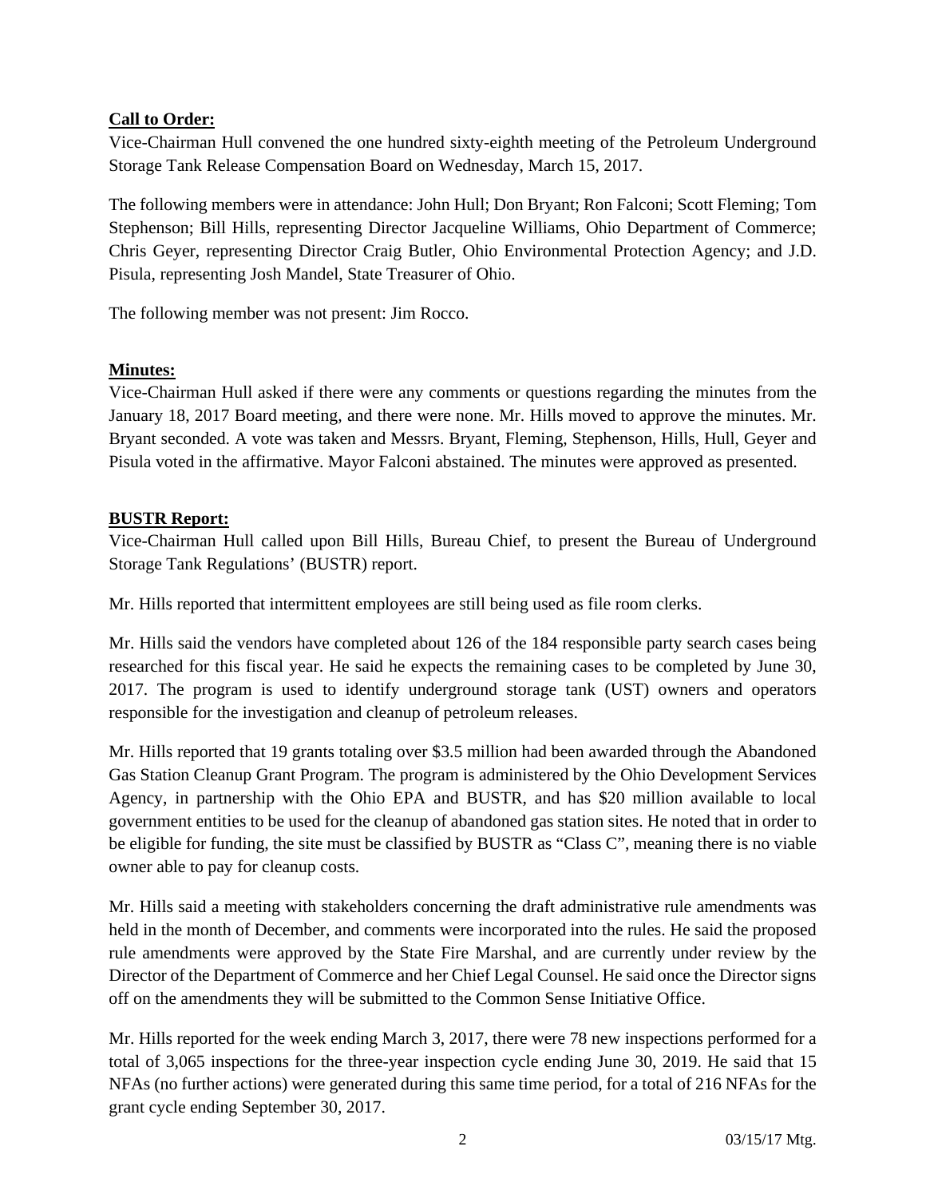**Call to Order:**

Vice-Chairman Hull convened the one hundred sixty-eighth meeting of the Petroleum Underground Storage Tank Release Compensation Board on Wednesday, March 15, 2017.

The following members were in attendance: John Hull; Don Bryant; Ron Falconi; Scott Fleming; Tom Stephenson; Bill Hills, representing Director Jacqueline Williams, Ohio Department of Commerce; Chris Geyer, representing Director Craig Butler, Ohio Environmental Protection Agency; and J.D. Pisula, representing Josh Mandel, State Treasurer of Ohio.

The following member was not present: Jim Rocco.

**Minutes:**

Vice-Chairman Hull asked if there were any comments or questions regarding the minutes from the January 18, 2017 Board meeting, and there were none. Mr. Hills moved to approve the minutes. Mr. Bryant seconded. A vote was taken and Messrs. Bryant, Fleming, Stephenson, Hills, Hull, Geyer and Pisula voted in the affirmative. Mayor Falconi abstained. The minutes were approved as presented.

**BUSTR Report:**

Vice-Chairman Hull called upon Bill Hills, Bureau Chief, to present the Bureau of Underground Storage Tank Regulations' (BUSTR) report.

Mr. Hills reported that intermittent employees are still being used as file room clerks.

Mr. Hills said the vendors have completed about 126 of the 184 responsible party search cases being researched for this fiscal year. He said he expects the remaining cases to be completed by June 30, 2017. The program is used to identify underground storage tank (UST) owners and operators responsible for the investigation and cleanup of petroleum releases.

Mr. Hills reported that 19 grants totaling over $3.5 million had been awarded through the Abandoned Gas Station Cleanup Grant Program. The program is administered by the Ohio Development Services Agency, in partnership with the Ohio EPA and BUSTR, and has $20 million available to local government entities to be used for the cleanup of abandoned gas station sites. He noted that in order to be eligible for funding, the site must be classified by BUSTR as "Class C", meaning there is no viable owner able to pay for cleanup costs.

Mr. Hills said a meeting with stakeholders concerning the draft administrative rule amendments was held in the month of December, and comments were incorporated into the rules. He said the proposed rule amendments were approved by the State Fire Marshal, and are currently under review by the Director of the Department of Commerce and her Chief Legal Counsel. He said once the Director signs off on the amendments they will be submitted to the Common Sense Initiative Office.

Mr. Hills reported for the week ending March 3, 2017, there were 78 new inspections performed for a total of 3,065 inspections for the three-year inspection cycle ending June 30, 2019. He said that 15 NFAs (no further actions) were generated during this same time period, for a total of 216 NFAs for the grant cycle ending September 30, 2017.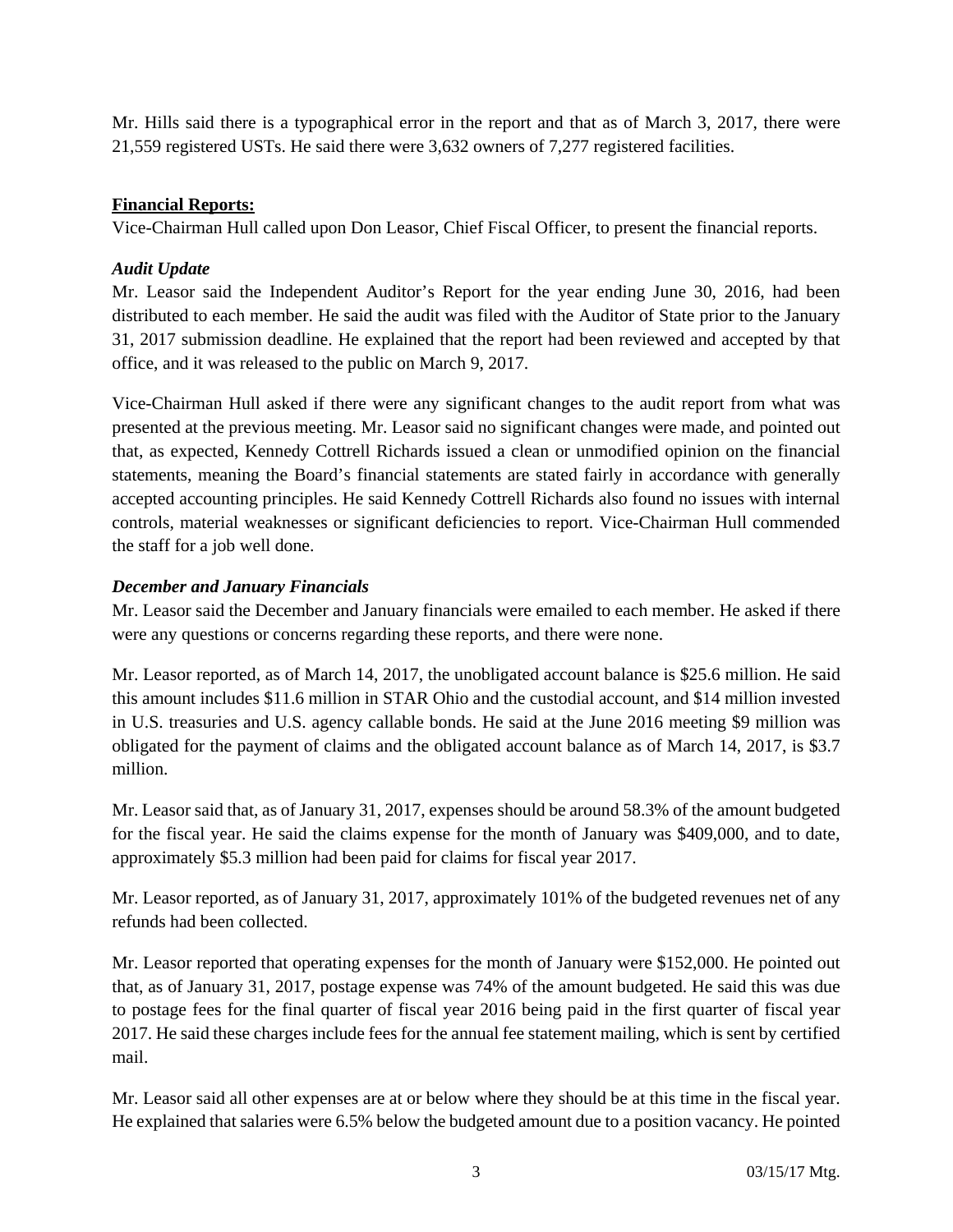Mr. Hills said there is a typographical error in the report and that as of March 3, 2017, there were 21,559 registered USTs. He said there were 3,632 owners of 7,277 registered facilities.

**Financial Reports:**

Vice-Chairman Hull called upon Don Leasor, Chief Fiscal Officer, to present the financial reports.

### *Audit Update*

Mr. Leasor said the Independent Auditor's Report for the year ending June 30, 2016, had been distributed to each member. He said the audit was filed with the Auditor of State prior to the January 31, 2017 submission deadline. He explained that the report had been reviewed and accepted by that office, and it was released to the public on March 9, 2017.

Vice-Chairman Hull asked if there were any significant changes to the audit report from what was presented at the previous meeting. Mr. Leasor said no significant changes were made, and pointed out that, as expected, Kennedy Cottrell Richards issued a clean or unmodified opinion on the financial statements, meaning the Board's financial statements are stated fairly in accordance with generally accepted accounting principles. He said Kennedy Cottrell Richards also found no issues with internal controls, material weaknesses or significant deficiencies to report. Vice-Chairman Hull commended the staff for a job well done.

### *December and January Financials*

Mr. Leasor said the December and January financials were emailed to each member. He asked if there were any questions or concerns regarding these reports, and there were none.

Mr. Leasor reported, as of March 14, 2017, the unobligated account balance is $25.6 million. He said this amount includes $11.6 million in STAR Ohio and the custodial account, and $14 million invested in U.S. treasuries and U.S. agency callable bonds. He said at the June 2016 meeting $9 million was obligated for the payment of claims and the obligated account balance as of March 14, 2017, is $3.7 million.

Mr. Leasor said that, as of January 31, 2017, expenses should be around 58.3% of the amount budgeted for the fiscal year. He said the claims expense for the month of January was $409,000, and to date, approximately $5.3 million had been paid for claims for fiscal year 2017.

Mr. Leasor reported, as of January 31, 2017, approximately 101% of the budgeted revenues net of any refunds had been collected.

Mr. Leasor reported that operating expenses for the month of January were $152,000. He pointed out that, as of January 31, 2017, postage expense was 74% of the amount budgeted. He said this was due to postage fees for the final quarter of fiscal year 2016 being paid in the first quarter of fiscal year 2017. He said these charges include fees for the annual fee statement mailing, which is sent by certified mail.

Mr. Leasor said all other expenses are at or below where they should be at this time in the fiscal year. He explained that salaries were 6.5% below the budgeted amount due to a position vacancy. He pointed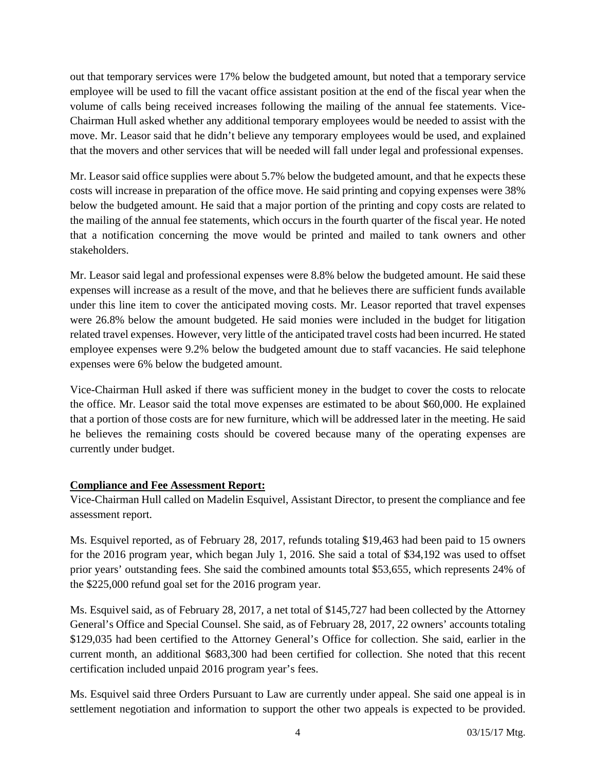out that temporary services were 17% below the budgeted amount, but noted that a temporary service employee will be used to fill the vacant office assistant position at the end of the fiscal year when the volume of calls being received increases following the mailing of the annual fee statements. Vice-Chairman Hull asked whether any additional temporary employees would be needed to assist with the move. Mr. Leasor said that he didn't believe any temporary employees would be used, and explained that the movers and other services that will be needed will fall under legal and professional expenses.

Mr. Leasor said office supplies were about 5.7% below the budgeted amount, and that he expects these costs will increase in preparation of the office move. He said printing and copying expenses were 38% below the budgeted amount. He said that a major portion of the printing and copy costs are related to the mailing of the annual fee statements, which occurs in the fourth quarter of the fiscal year. He noted that a notification concerning the move would be printed and mailed to tank owners and other stakeholders.

Mr. Leasor said legal and professional expenses were 8.8% below the budgeted amount. He said these expenses will increase as a result of the move, and that he believes there are sufficient funds available under this line item to cover the anticipated moving costs. Mr. Leasor reported that travel expenses were 26.8% below the amount budgeted. He said monies were included in the budget for litigation related travel expenses. However, very little of the anticipated travel costs had been incurred. He stated employee expenses were 9.2% below the budgeted amount due to staff vacancies. He said telephone expenses were 6% below the budgeted amount.

Vice-Chairman Hull asked if there was sufficient money in the budget to cover the costs to relocate the office. Mr. Leasor said the total move expenses are estimated to be about $60,000. He explained that a portion of those costs are for new furniture, which will be addressed later in the meeting. He said he believes the remaining costs should be covered because many of the operating expenses are currently under budget.

**Compliance and Fee Assessment Report:**

Vice-Chairman Hull called on Madelin Esquivel, Assistant Director, to present the compliance and fee assessment report.

Ms. Esquivel reported, as of February 28, 2017, refunds totaling $19,463 had been paid to 15 owners for the 2016 program year, which began July 1, 2016. She said a total of $34,192 was used to offset prior years' outstanding fees. She said the combined amounts total $53,655, which represents 24% of the $225,000 refund goal set for the 2016 program year.

Ms. Esquivel said, as of February 28, 2017, a net total of $145,727 had been collected by the Attorney General's Office and Special Counsel. She said, as of February 28, 2017, 22 owners' accounts totaling $129,035 had been certified to the Attorney General's Office for collection. She said, earlier in the current month, an additional $683,300 had been certified for collection. She noted that this recent certification included unpaid 2016 program year's fees.

Ms. Esquivel said three Orders Pursuant to Law are currently under appeal. She said one appeal is in settlement negotiation and information to support the other two appeals is expected to be provided.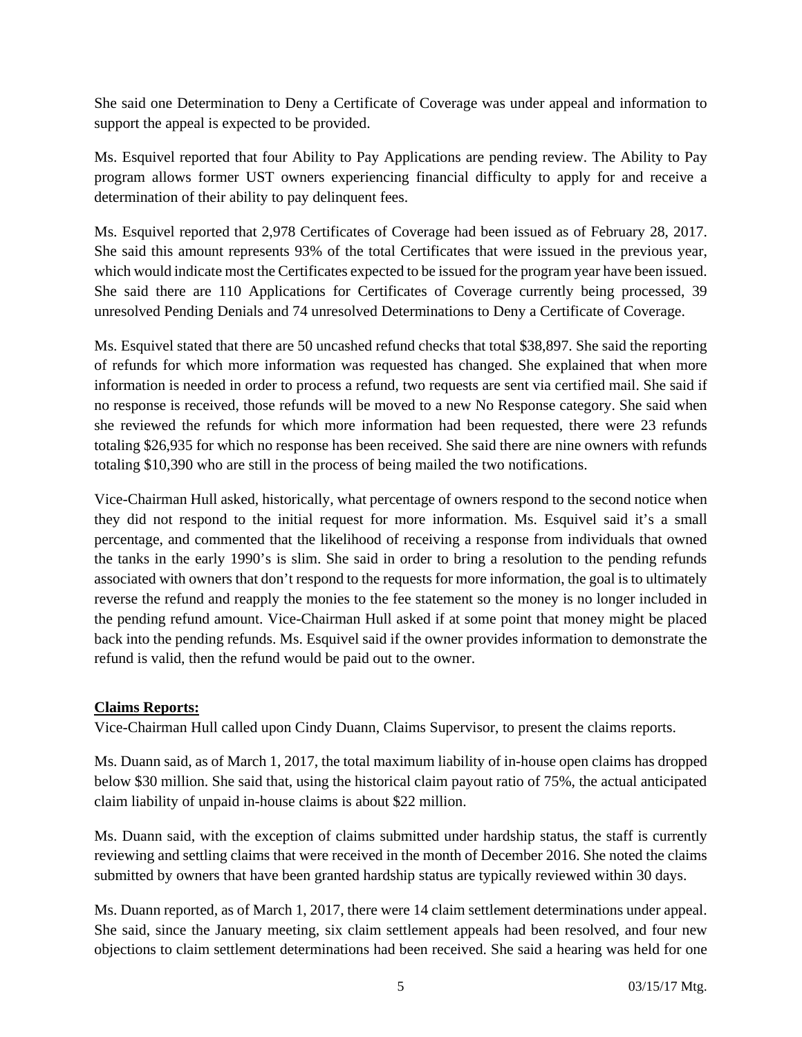She said one Determination to Deny a Certificate of Coverage was under appeal and information to support the appeal is expected to be provided.

Ms. Esquivel reported that four Ability to Pay Applications are pending review. The Ability to Pay program allows former UST owners experiencing financial difficulty to apply for and receive a determination of their ability to pay delinquent fees.

Ms. Esquivel reported that 2,978 Certificates of Coverage had been issued as of February 28, 2017. She said this amount represents 93% of the total Certificates that were issued in the previous year, which would indicate most the Certificates expected to be issued for the program year have been issued. She said there are 110 Applications for Certificates of Coverage currently being processed, 39 unresolved Pending Denials and 74 unresolved Determinations to Deny a Certificate of Coverage.

Ms. Esquivel stated that there are 50 uncashed refund checks that total $38,897. She said the reporting of refunds for which more information was requested has changed. She explained that when more information is needed in order to process a refund, two requests are sent via certified mail. She said if no response is received, those refunds will be moved to a new No Response category. She said when she reviewed the refunds for which more information had been requested, there were 23 refunds totaling $26,935 for which no response has been received. She said there are nine owners with refunds totaling $10,390 who are still in the process of being mailed the two notifications.

Vice-Chairman Hull asked, historically, what percentage of owners respond to the second notice when they did not respond to the initial request for more information. Ms. Esquivel said it's a small percentage, and commented that the likelihood of receiving a response from individuals that owned the tanks in the early 1990's is slim. She said in order to bring a resolution to the pending refunds associated with owners that don't respond to the requests for more information, the goal is to ultimately reverse the refund and reapply the monies to the fee statement so the money is no longer included in the pending refund amount. Vice-Chairman Hull asked if at some point that money might be placed back into the pending refunds. Ms. Esquivel said if the owner provides information to demonstrate the refund is valid, then the refund would be paid out to the owner.

**Claims Reports:**

Vice-Chairman Hull called upon Cindy Duann, Claims Supervisor, to present the claims reports.

Ms. Duann said, as of March 1, 2017, the total maximum liability of in-house open claims has dropped below $30 million. She said that, using the historical claim payout ratio of 75%, the actual anticipated claim liability of unpaid in-house claims is about $22 million.

Ms. Duann said, with the exception of claims submitted under hardship status, the staff is currently reviewing and settling claims that were received in the month of December 2016. She noted the claims submitted by owners that have been granted hardship status are typically reviewed within 30 days.

Ms. Duann reported, as of March 1, 2017, there were 14 claim settlement determinations under appeal. She said, since the January meeting, six claim settlement appeals had been resolved, and four new objections to claim settlement determinations had been received. She said a hearing was held for one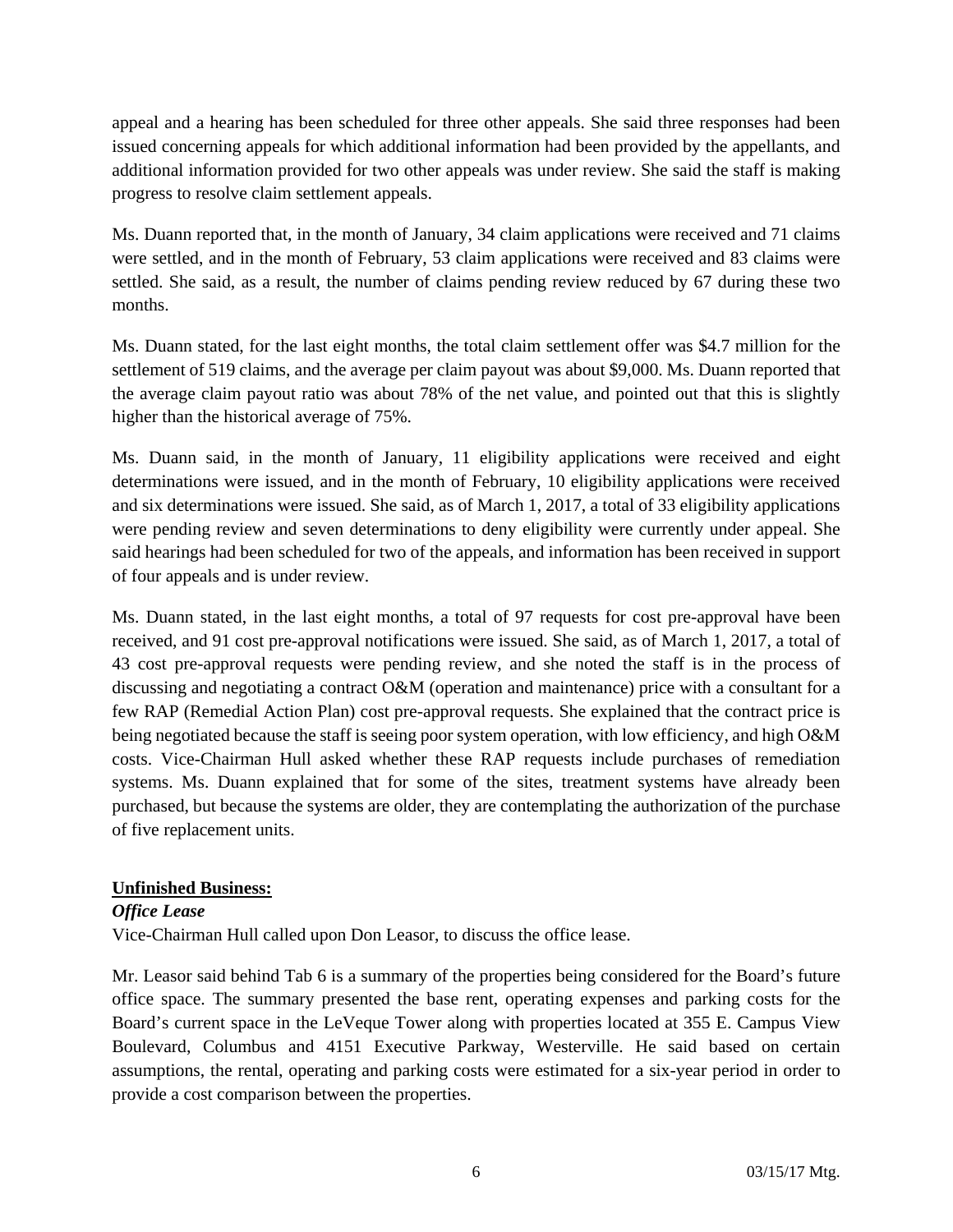appeal and a hearing has been scheduled for three other appeals. She said three responses had been issued concerning appeals for which additional information had been provided by the appellants, and additional information provided for two other appeals was under review. She said the staff is making progress to resolve claim settlement appeals.

Ms. Duann reported that, in the month of January, 34 claim applications were received and 71 claims were settled, and in the month of February, 53 claim applications were received and 83 claims were settled. She said, as a result, the number of claims pending review reduced by 67 during these two months.

Ms. Duann stated, for the last eight months, the total claim settlement offer was $4.7 million for the settlement of 519 claims, and the average per claim payout was about $9,000. Ms. Duann reported that the average claim payout ratio was about 78% of the net value, and pointed out that this is slightly higher than the historical average of 75%.

Ms. Duann said, in the month of January, 11 eligibility applications were received and eight determinations were issued, and in the month of February, 10 eligibility applications were received and six determinations were issued. She said, as of March 1, 2017, a total of 33 eligibility applications were pending review and seven determinations to deny eligibility were currently under appeal. She said hearings had been scheduled for two of the appeals, and information has been received in support of four appeals and is under review.

Ms. Duann stated, in the last eight months, a total of 97 requests for cost pre-approval have been received, and 91 cost pre-approval notifications were issued. She said, as of March 1, 2017, a total of 43 cost pre-approval requests were pending review, and she noted the staff is in the process of discussing and negotiating a contract O&M (operation and maintenance) price with a consultant for a few RAP (Remedial Action Plan) cost pre-approval requests. She explained that the contract price is being negotiated because the staff is seeing poor system operation, with low efficiency, and high O&M costs. Vice-Chairman Hull asked whether these RAP requests include purchases of remediation systems. Ms. Duann explained that for some of the sites, treatment systems have already been purchased, but because the systems are older, they are contemplating the authorization of the purchase of five replacement units.

**Unfinished Business:**

***Office Lease***

Vice-Chairman Hull called upon Don Leasor, to discuss the office lease.

Mr. Leasor said behind Tab 6 is a summary of the properties being considered for the Board's future office space. The summary presented the base rent, operating expenses and parking costs for the Board's current space in the LeVeque Tower along with properties located at 355 E. Campus View Boulevard, Columbus and 4151 Executive Parkway, Westerville. He said based on certain assumptions, the rental, operating and parking costs were estimated for a six-year period in order to provide a cost comparison between the properties.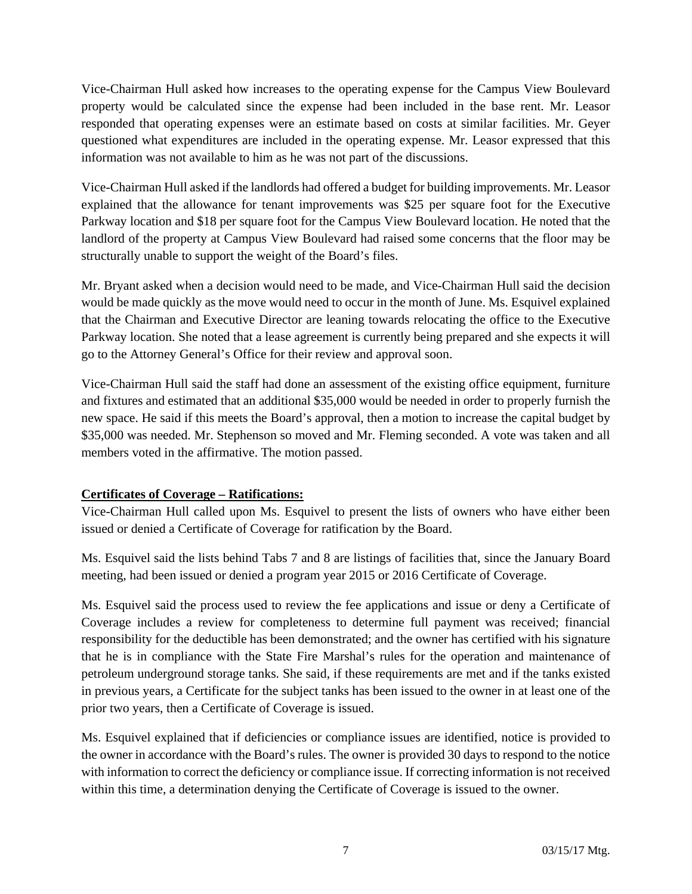Vice-Chairman Hull asked how increases to the operating expense for the Campus View Boulevard property would be calculated since the expense had been included in the base rent. Mr. Leasor responded that operating expenses were an estimate based on costs at similar facilities. Mr. Geyer questioned what expenditures are included in the operating expense. Mr. Leasor expressed that this information was not available to him as he was not part of the discussions.

Vice-Chairman Hull asked if the landlords had offered a budget for building improvements. Mr. Leasor explained that the allowance for tenant improvements was $25 per square foot for the Executive Parkway location and $18 per square foot for the Campus View Boulevard location. He noted that the landlord of the property at Campus View Boulevard had raised some concerns that the floor may be structurally unable to support the weight of the Board's files.

Mr. Bryant asked when a decision would need to be made, and Vice-Chairman Hull said the decision would be made quickly as the move would need to occur in the month of June. Ms. Esquivel explained that the Chairman and Executive Director are leaning towards relocating the office to the Executive Parkway location. She noted that a lease agreement is currently being prepared and she expects it will go to the Attorney General's Office for their review and approval soon.

Vice-Chairman Hull said the staff had done an assessment of the existing office equipment, furniture and fixtures and estimated that an additional $35,000 would be needed in order to properly furnish the new space. He said if this meets the Board's approval, then a motion to increase the capital budget by $35,000 was needed. Mr. Stephenson so moved and Mr. Fleming seconded. A vote was taken and all members voted in the affirmative. The motion passed.

**Certificates of Coverage – Ratifications:**

Vice-Chairman Hull called upon Ms. Esquivel to present the lists of owners who have either been issued or denied a Certificate of Coverage for ratification by the Board.

Ms. Esquivel said the lists behind Tabs 7 and 8 are listings of facilities that, since the January Board meeting, had been issued or denied a program year 2015 or 2016 Certificate of Coverage.

Ms. Esquivel said the process used to review the fee applications and issue or deny a Certificate of Coverage includes a review for completeness to determine full payment was received; financial responsibility for the deductible has been demonstrated; and the owner has certified with his signature that he is in compliance with the State Fire Marshal's rules for the operation and maintenance of petroleum underground storage tanks. She said, if these requirements are met and if the tanks existed in previous years, a Certificate for the subject tanks has been issued to the owner in at least one of the prior two years, then a Certificate of Coverage is issued.

Ms. Esquivel explained that if deficiencies or compliance issues are identified, notice is provided to the owner in accordance with the Board's rules. The owner is provided 30 days to respond to the notice with information to correct the deficiency or compliance issue. If correcting information is not received within this time, a determination denying the Certificate of Coverage is issued to the owner.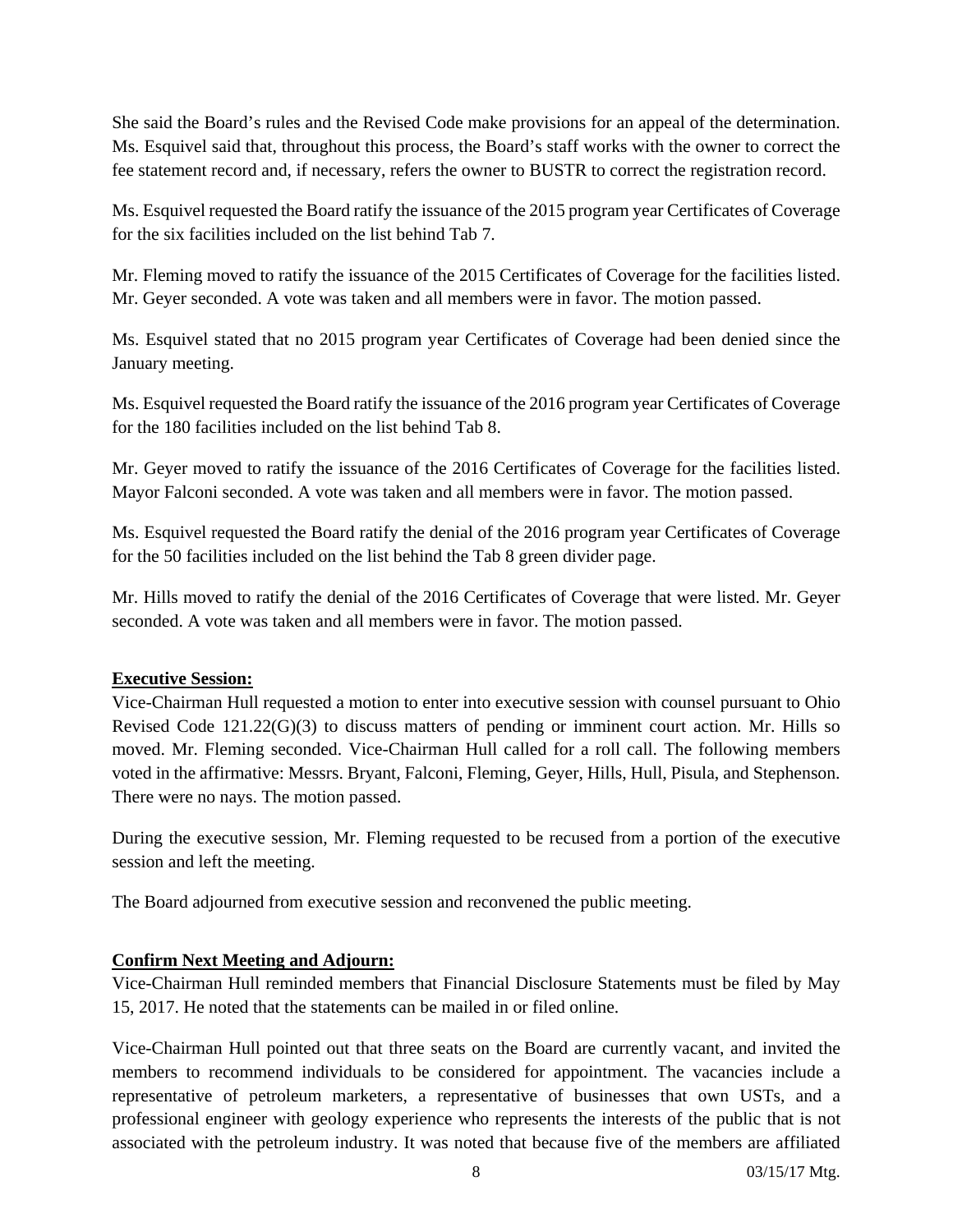She said the Board's rules and the Revised Code make provisions for an appeal of the determination. Ms. Esquivel said that, throughout this process, the Board's staff works with the owner to correct the fee statement record and, if necessary, refers the owner to BUSTR to correct the registration record.

Ms. Esquivel requested the Board ratify the issuance of the 2015 program year Certificates of Coverage for the six facilities included on the list behind Tab 7.

Mr. Fleming moved to ratify the issuance of the 2015 Certificates of Coverage for the facilities listed. Mr. Geyer seconded. A vote was taken and all members were in favor. The motion passed.

Ms. Esquivel stated that no 2015 program year Certificates of Coverage had been denied since the January meeting.

Ms. Esquivel requested the Board ratify the issuance of the 2016 program year Certificates of Coverage for the 180 facilities included on the list behind Tab 8.

Mr. Geyer moved to ratify the issuance of the 2016 Certificates of Coverage for the facilities listed. Mayor Falconi seconded. A vote was taken and all members were in favor. The motion passed.

Ms. Esquivel requested the Board ratify the denial of the 2016 program year Certificates of Coverage for the 50 facilities included on the list behind the Tab 8 green divider page.

Mr. Hills moved to ratify the denial of the 2016 Certificates of Coverage that were listed. Mr. Geyer seconded. A vote was taken and all members were in favor. The motion passed.

**Executive Session:**

Vice-Chairman Hull requested a motion to enter into executive session with counsel pursuant to Ohio Revised Code 121.22(G)(3) to discuss matters of pending or imminent court action. Mr. Hills so moved. Mr. Fleming seconded. Vice-Chairman Hull called for a roll call. The following members voted in the affirmative: Messrs. Bryant, Falconi, Fleming, Geyer, Hills, Hull, Pisula, and Stephenson. There were no nays. The motion passed.

During the executive session, Mr. Fleming requested to be recused from a portion of the executive session and left the meeting.

The Board adjourned from executive session and reconvened the public meeting.

**Confirm Next Meeting and Adjourn:**

Vice-Chairman Hull reminded members that Financial Disclosure Statements must be filed by May 15, 2017. He noted that the statements can be mailed in or filed online.

Vice-Chairman Hull pointed out that three seats on the Board are currently vacant, and invited the members to recommend individuals to be considered for appointment. The vacancies include a representative of petroleum marketers, a representative of businesses that own USTs, and a professional engineer with geology experience who represents the interests of the public that is not associated with the petroleum industry. It was noted that because five of the members are affiliated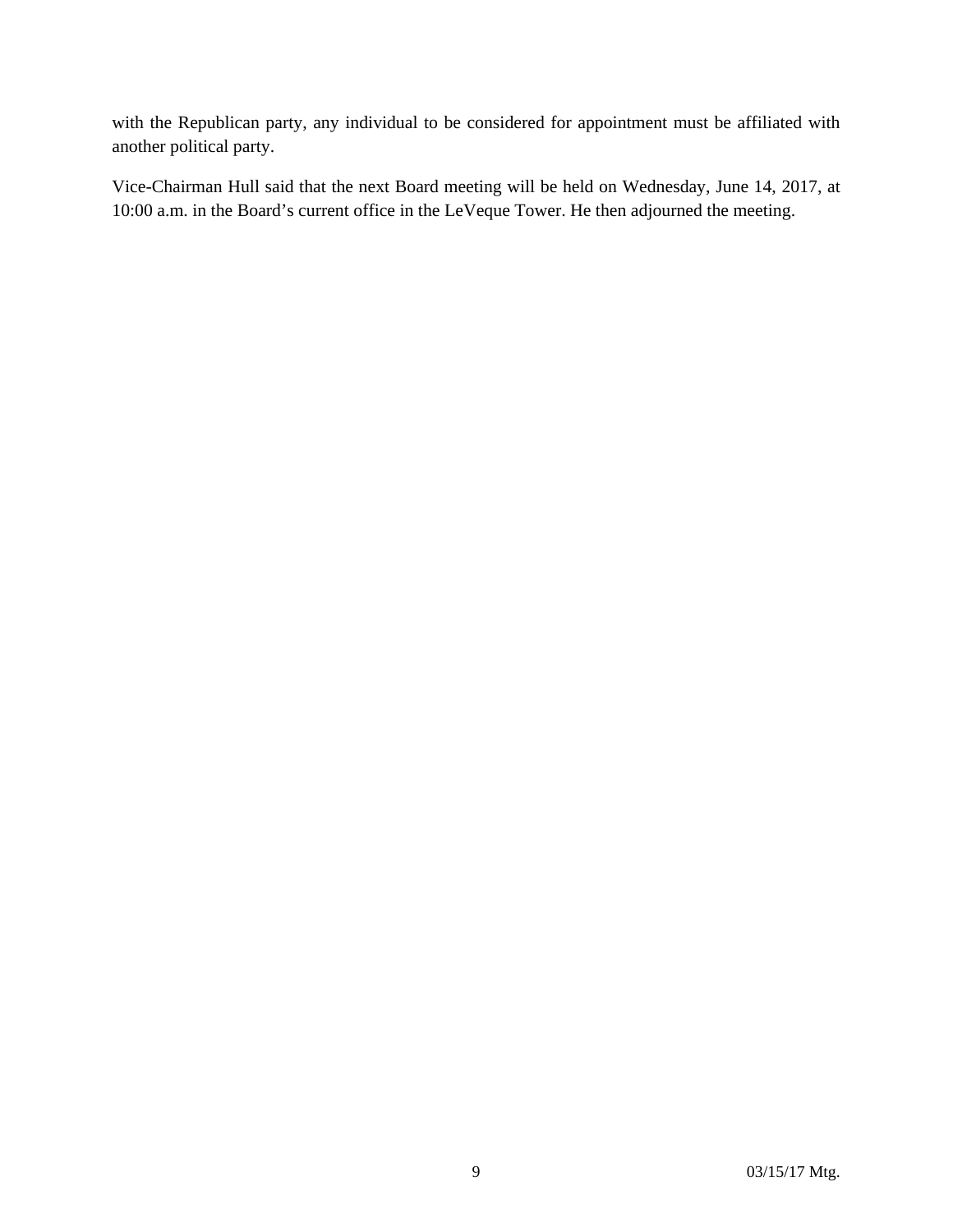with the Republican party, any individual to be considered for appointment must be affiliated with another political party.

Vice-Chairman Hull said that the next Board meeting will be held on Wednesday, June 14, 2017, at 10:00 a.m. in the Board's current office in the LeVeque Tower. He then adjourned the meeting.